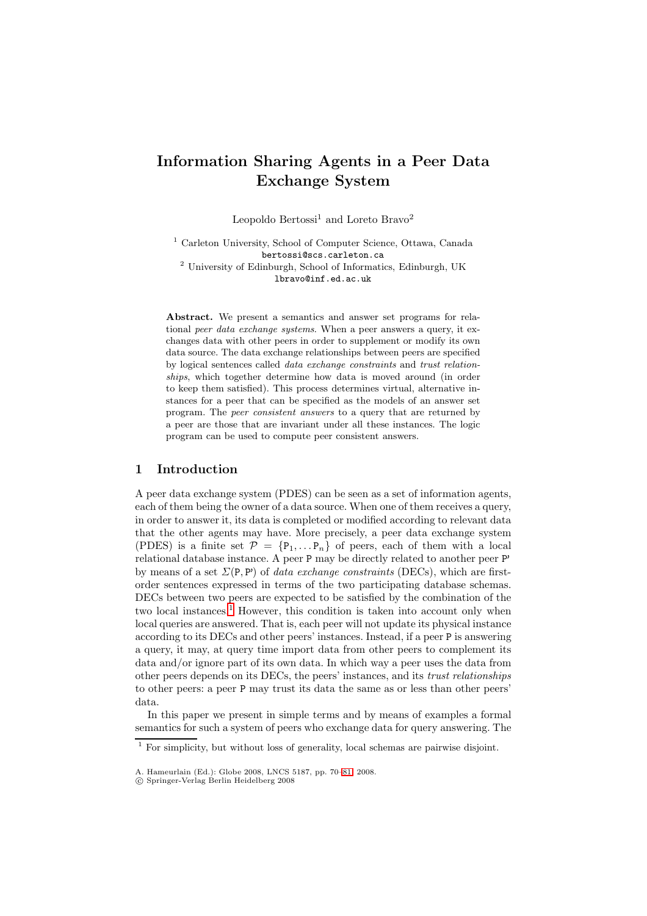# Information Sharing Agents in a Peer Data Exchange System

Leopoldo Bertossi[1] and Loreto Bravo[2]

[1] Carleton University, School of Computer Science, Ottawa, Canada
bertossi@scs.carleton.ca

[2] University of Edinburgh, School of Informatics, Edinburgh, UK
lbravo@inf.ed.ac.uk

**Abstract.** We present a semantics and answer set programs for relational *peer data exchange systems*. When a peer answers a query, it exchanges data with other peers in order to supplement or modify its own data source. The data exchange relationships between peers are specified by logical sentences called *data exchange constraints* and *trust relationships*, which together determine how data is moved around (in order to keep them satisfied). This process determines virtual, alternative instances for a peer that can be specified as the models of an answer set program. The *peer consistent answers* to a query that are returned by a peer are those that are invariant under all these instances. The logic program can be used to compute peer consistent answers.

## 1 Introduction

A peer data exchange system (PDES) can be seen as a set of information agents, each of them being the owner of a data source. When one of them receives a query, in order to answer it, its data is completed or modified according to relevant data that the other agents may have. More precisely, a peer data exchange system (PDES) is a finite set $\mathcal{P} = \{\mathtt{P}_1, \ldots \mathtt{P}_n\}$ of peers, each of them with a local relational database instance. A peer P may be directly related to another peer P' by means of a set $\Sigma(\mathtt{P}, \mathtt{P'})$ of *data exchange constraints* (DECs), which are first-order sentences expressed in terms of the two participating database schemas. DECs between two peers are expected to be satisfied by the combination of the two local instances.[1] However, this condition is taken into account only when local queries are answered. That is, each peer will not update its physical instance according to its DECs and other peers' instances. Instead, if a peer P is answering a query, it may, at query time import data from other peers to complement its data and/or ignore part of its own data. In which way a peer uses the data from other peers depends on its DECs, the peers' instances, and its *trust relationships* to other peers: a peer P may trust its data the same as or less than other peers' data.

In this paper we present in simple terms and by means of examples a formal semantics for such a system of peers who exchange data for query answering. The

[1] For simplicity, but without loss of generality, local schemas are pairwise disjoint.

A. Hameurlain (Ed.): Globe 2008, LNCS 5187, pp. 70–81, 2008.
© Springer-Verlag Berlin Heidelberg 2008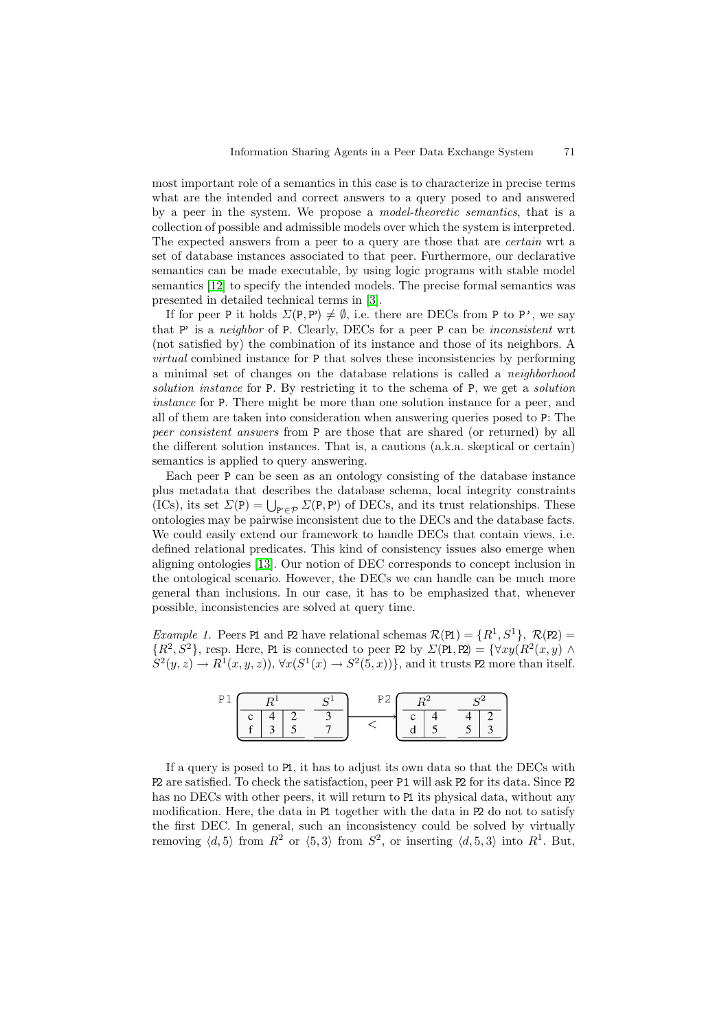most important role of a semantics in this case is to characterize in precise terms what are the intended and correct answers to a query posed to and answered by a peer in the system. We propose a *model-theoretic semantics*, that is a collection of possible and admissible models over which the system is interpreted. The expected answers from a peer to a query are those that are *certain* wrt a set of database instances associated to that peer. Furthermore, our declarative semantics can be made executable, by using logic programs with stable model semantics [12] to specify the intended models. The precise formal semantics was presented in detailed technical terms in [3].

If for peer P it holds $\Sigma(\texttt{P},\texttt{P'}) \neq \emptyset$, i.e. there are DECs from P to P', we say that P' is a *neighbor* of P. Clearly, DECs for a peer P can be *inconsistent* wrt (not satisfied by) the combination of its instance and those of its neighbors. A *virtual* combined instance for P that solves these inconsistencies by performing a minimal set of changes on the database relations is called a *neighborhood solution instance* for P. By restricting it to the schema of P, we get a *solution instance* for P. There might be more than one solution instance for a peer, and all of them are taken into consideration when answering queries posed to P: The *peer consistent answers* from P are those that are shared (or returned) by all the different solution instances. That is, a cautions (a.k.a. skeptical or certain) semantics is applied to query answering.

Each peer P can be seen as an ontology consisting of the database instance plus metadata that describes the database schema, local integrity constraints (ICs), its set $\Sigma(\texttt{P}) = \bigcup_{\texttt{P'} \in \mathcal{P}} \Sigma(\texttt{P},\texttt{P'})$ of DECs, and its trust relationships. These ontologies may be pairwise inconsistent due to the DECs and the database facts. We could easily extend our framework to handle DECs that contain views, i.e. defined relational predicates. This kind of consistency issues also emerge when aligning ontologies [13]. Our notion of DEC corresponds to concept inclusion in the ontological scenario. However, the DECs we can handle can be much more general than inclusions. In our case, it has to be emphasized that, whenever possible, inconsistencies are solved at query time.

*Example 1.* Peers P1 and P2 have relational schemas $\mathcal{R}(\texttt{P1}) = \{R^1, S^1\}$, $\mathcal{R}(\texttt{P2}) = \{R^2, S^2\}$, resp. Here, P1 is connected to peer P2 by $\Sigma(\texttt{P1},\texttt{P2}) = \{\forall xy(R^2(x,y) \wedge S^2(y,z) \rightarrow R^1(x,y,z)), \forall x(S^1(x) \rightarrow S^2(5,x))\}$, and it trusts P2 more than itself.

P1

| $R^1$ | | | $S^1$ |
|---|---|---|---|
| c | 4 | 2 | 3 |
| f | 3 | 5 | 7 |

< P2

| $R^2$ | | $S^2$ | |
|---|---|---|---|
| c | 4 | 4 | 2 |
| d | 5 | 5 | 3 |

If a query is posed to P1, it has to adjust its own data so that the DECs with P2 are satisfied. To check the satisfaction, peer P1 will ask P2 for its data. Since P2 has no DECs with other peers, it will return to P1 its physical data, without any modification. Here, the data in P1 together with the data in P2 do not to satisfy the first DEC. In general, such an inconsistency could be solved by virtually removing $\langle d, 5\rangle$ from $R^2$ or $\langle 5, 3\rangle$ from $S^2$, or inserting $\langle d, 5, 3\rangle$ into $R^1$. But,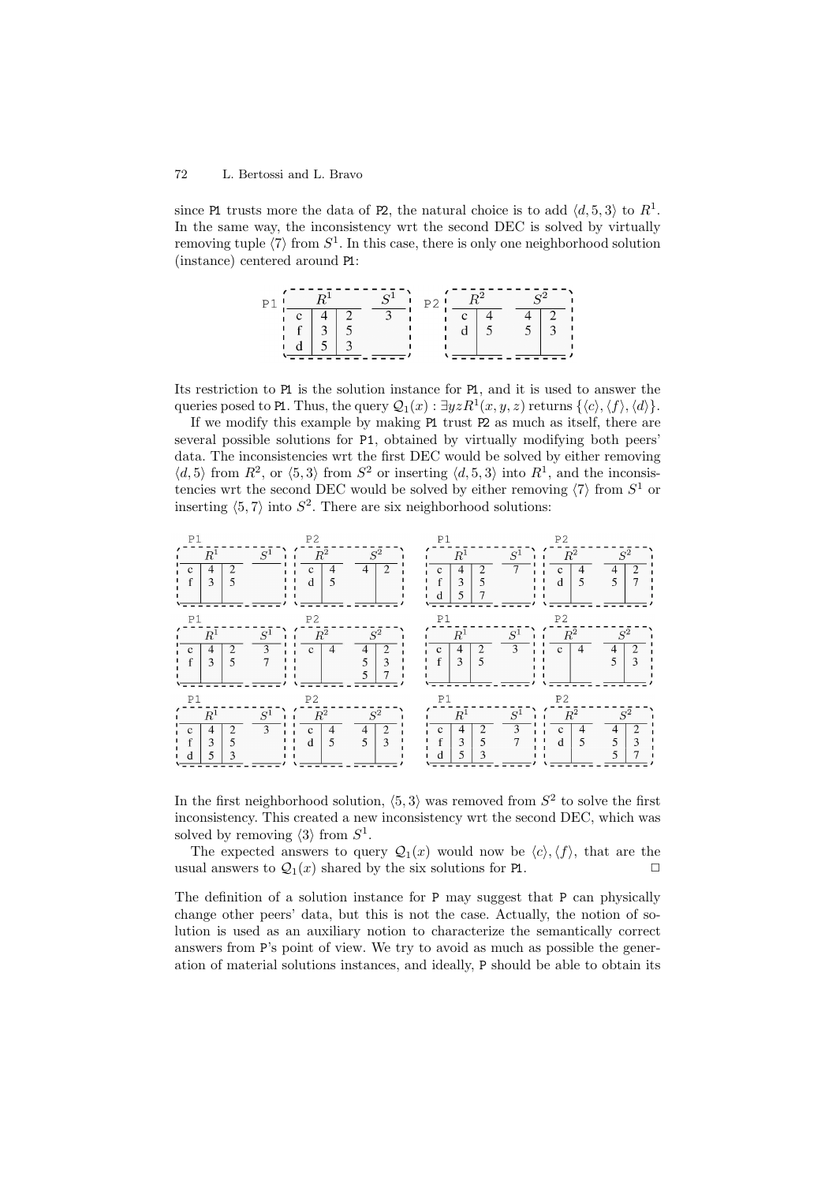since P1 trusts more the data of P2, the natural choice is to add $\langle d, 5, 3\rangle$ to $R^1$. In the same way, the inconsistency wrt the second DEC is solved by virtually removing tuple $\langle 7\rangle$ from $S^1$. In this case, there is only one neighborhood solution (instance) centered around P1:

P1

| $R^1$ | | | $S^1$ |
|---|---|---|---|
| c | 4 | 2 | 3 |
| f | 3 | 5 | |
| d | 5 | 3 | |

P2

| $R^2$ | | $S^2$ | |
|---|---|---|---|
| c | 4 | 4 | 2 |
| d | 5 | 5 | 3 |

Its restriction to P1 is the solution instance for P1, and it is used to answer the queries posed to P1. Thus, the query $\mathcal{Q}_1(x) : \exists yz R^1(x, y, z)$ returns $\{\langle c\rangle, \langle f\rangle, \langle d\rangle\}$.

If we modify this example by making P1 trust P2 as much as itself, there are several possible solutions for P1, obtained by virtually modifying both peers' data. The inconsistencies wrt the first DEC would be solved by either removing $\langle d, 5\rangle$ from $R^2$, or $\langle 5, 3\rangle$ from $S^2$ or inserting $\langle d, 5, 3\rangle$ into $R^1$, and the inconsistencies wrt the second DEC would be solved by either removing $\langle 7\rangle$ from $S^1$ or inserting $\langle 5, 7\rangle$ into $S^2$. There are six neighborhood solutions:

Solution 1 — P1:

| $R^1$ | | | $S^1$ |
|---|---|---|---|
| c | 4 | 2 | |
| f | 3 | 5 | |

Solution 1 — P2:

| $R^2$ | | $S^2$ | |
|---|---|---|---|
| c | 4 | 4 | 2 |
| d | 5 | | |

Solution 2 — P1:

| $R^1$ | | | $S^1$ |
|---|---|---|---|
| c | 4 | 2 | 7 |
| f | 3 | 5 | |
| d | 5 | 7 | |

Solution 2 — P2:

| $R^2$ | | $S^2$ | |
|---|---|---|---|
| c | 4 | 4 | 2 |
| d | 5 | 5 | 7 |

Solution 3 — P1:

| $R^1$ | | | $S^1$ |
|---|---|---|---|
| c | 4 | 2 | 3 |
| f | 3 | 5 | 7 |

Solution 3 — P2:

| $R^2$ | | $S^2$ | |
|---|---|---|---|
| c | 4 | 4 | 2 |
| | | 5 | 3 |
| | | 5 | 7 |

Solution 4 — P1:

| $R^1$ | | | $S^1$ |
|---|---|---|---|
| c | 4 | 2 | 3 |
| f | 3 | 5 | |

Solution 4 — P2:

| $R^2$ | | $S^2$ | |
|---|---|---|---|
| c | 4 | 4 | 2 |
| | | 5 | 3 |

Solution 5 — P1:

| $R^1$ | | | $S^1$ |
|---|---|---|---|
| c | 4 | 2 | 3 |
| f | 3 | 5 | |
| d | 5 | 3 | |

Solution 5 — P2:

| $R^2$ | | $S^2$ | |
|---|---|---|---|
| c | 4 | 4 | 2 |
| d | 5 | 5 | 3 |

Solution 6 — P1:

| $R^1$ | | | $S^1$ |
|---|---|---|---|
| c | 4 | 2 | 3 |
| f | 3 | 5 | 7 |
| d | 5 | 3 | |

Solution 6 — P2:

| $R^2$ | | $S^2$ | |
|---|---|---|---|
| c | 4 | 4 | 2 |
| d | 5 | 5 | 3 |
| | | 5 | 7 |

In the first neighborhood solution, $\langle 5, 3\rangle$ was removed from $S^2$ to solve the first inconsistency. This created a new inconsistency wrt the second DEC, which was solved by removing $\langle 3\rangle$ from $S^1$.

The expected answers to query $\mathcal{Q}_1(x)$ would now be $\langle c\rangle, \langle f\rangle$, that are the usual answers to $\mathcal{Q}_1(x)$ shared by the six solutions for P1. □

The definition of a solution instance for P may suggest that P can physically change other peers' data, but this is not the case. Actually, the notion of solution is used as an auxiliary notion to characterize the semantically correct answers from P's point of view. We try to avoid as much as possible the generation of material solutions instances, and ideally, P should be able to obtain its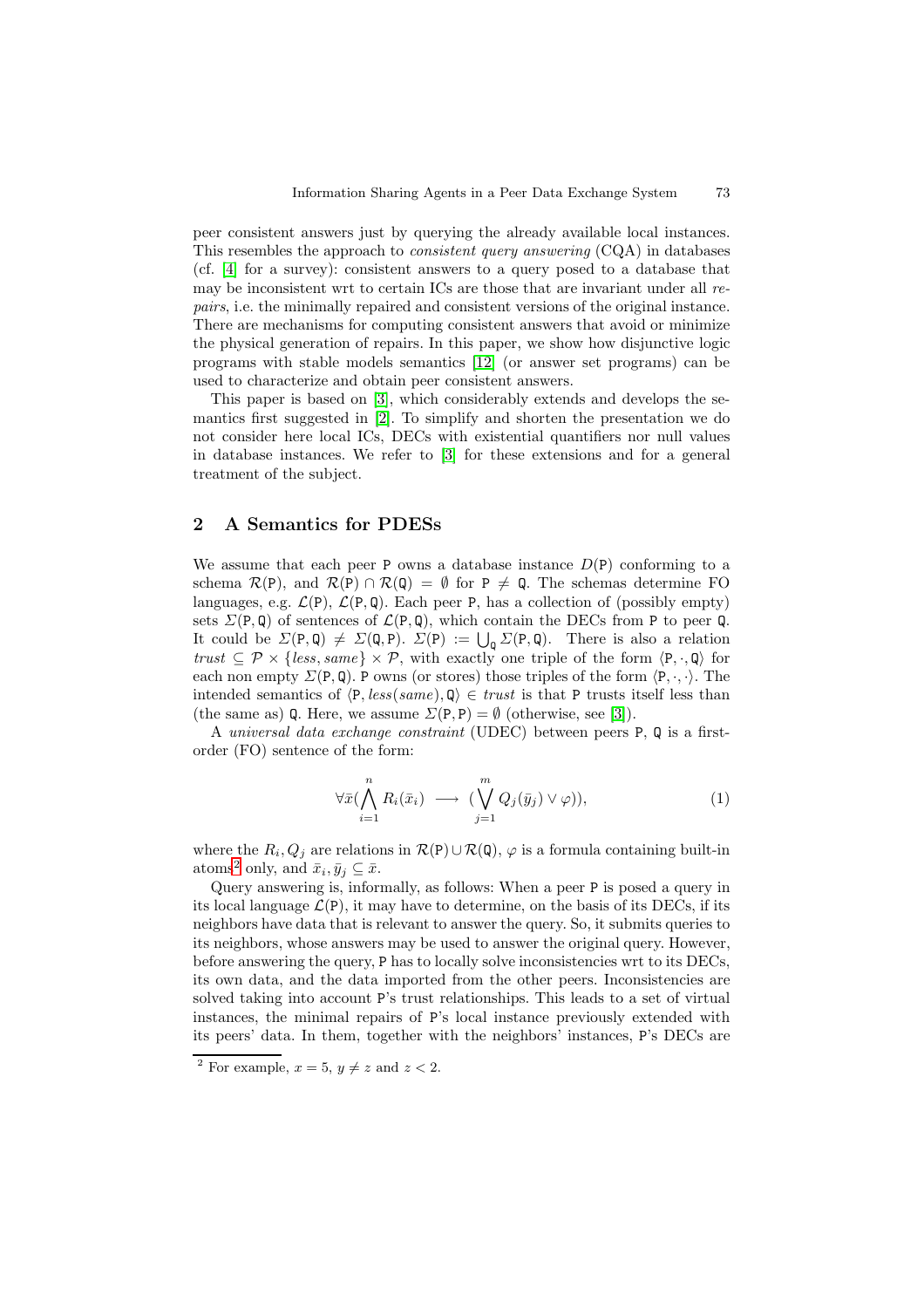peer consistent answers just by querying the already available local instances. This resembles the approach to *consistent query answering* (CQA) in databases (cf. [4] for a survey): consistent answers to a query posed to a database that may be inconsistent wrt to certain ICs are those that are invariant under all *repairs*, i.e. the minimally repaired and consistent versions of the original instance. There are mechanisms for computing consistent answers that avoid or minimize the physical generation of repairs. In this paper, we show how disjunctive logic programs with stable models semantics [12] (or answer set programs) can be used to characterize and obtain peer consistent answers.

This paper is based on [3], which considerably extends and develops the semantics first suggested in [2]. To simplify and shorten the presentation we do not consider here local ICs, DECs with existential quantifiers nor null values in database instances. We refer to [3] for these extensions and for a general treatment of the subject.

## 2 A Semantics for PDESs

We assume that each peer $\mathtt{P}$ owns a database instance $D(\mathtt{P})$ conforming to a schema $\mathcal{R}(\mathtt{P})$, and $\mathcal{R}(\mathtt{P}) \cap \mathcal{R}(\mathtt{Q}) = \emptyset$ for $\mathtt{P} \neq \mathtt{Q}$. The schemas determine FO languages, e.g. $\mathcal{L}(\mathtt{P})$, $\mathcal{L}(\mathtt{P}, \mathtt{Q})$. Each peer $\mathtt{P}$, has a collection of (possibly empty) sets $\Sigma(\mathtt{P}, \mathtt{Q})$ of sentences of $\mathcal{L}(\mathtt{P}, \mathtt{Q})$, which contain the DECs from $\mathtt{P}$ to peer $\mathtt{Q}$. It could be $\Sigma(\mathtt{P}, \mathtt{Q}) \neq \Sigma(\mathtt{Q}, \mathtt{P})$. $\Sigma(\mathtt{P}) := \bigcup_{\mathtt{Q}} \Sigma(\mathtt{P}, \mathtt{Q})$. There is also a relation $\mathit{trust} \subseteq \mathcal{P} \times \{\mathit{less}, \mathit{same}\} \times \mathcal{P}$, with exactly one triple of the form $\langle \mathtt{P}, \cdot, \mathtt{Q} \rangle$ for each non empty $\Sigma(\mathtt{P}, \mathtt{Q})$. $\mathtt{P}$ owns (or stores) those triples of the form $\langle \mathtt{P}, \cdot, \cdot \rangle$. The intended semantics of $\langle \mathtt{P}, \mathit{less}(\mathit{same}), \mathtt{Q} \rangle \in \mathit{trust}$ is that $\mathtt{P}$ trusts itself less than (the same as) $\mathtt{Q}$. Here, we assume $\Sigma(\mathtt{P}, \mathtt{P}) = \emptyset$ (otherwise, see [3]).

A *universal data exchange constraint* (UDEC) between peers $\mathtt{P}$, $\mathtt{Q}$ is a first-order (FO) sentence of the form:

$$\forall \bar{x} (\bigwedge_{i=1}^{n} R_i(\bar{x}_i) \longrightarrow (\bigvee_{j=1}^{m} Q_j(\bar{y}_j) \vee \varphi)), \tag{1}$$

where the $R_i, Q_j$ are relations in $\mathcal{R}(\mathtt{P}) \cup \mathcal{R}(\mathtt{Q})$, $\varphi$ is a formula containing built-in atoms[2] only, and $\bar{x}_i, \bar{y}_j \subseteq \bar{x}$.

Query answering is, informally, as follows: When a peer $\mathtt{P}$ is posed a query in its local language $\mathcal{L}(\mathtt{P})$, it may have to determine, on the basis of its DECs, if its neighbors have data that is relevant to answer the query. So, it submits queries to its neighbors, whose answers may be used to answer the original query. However, before answering the query, $\mathtt{P}$ has to locally solve inconsistencies wrt to its DECs, its own data, and the data imported from the other peers. Inconsistencies are solved taking into account $\mathtt{P}$'s trust relationships. This leads to a set of virtual instances, the minimal repairs of $\mathtt{P}$'s local instance previously extended with its peers' data. In them, together with the neighbors' instances, $\mathtt{P}$'s DECs are

[2] For example, $x = 5$, $y \neq z$ and $z < 2$.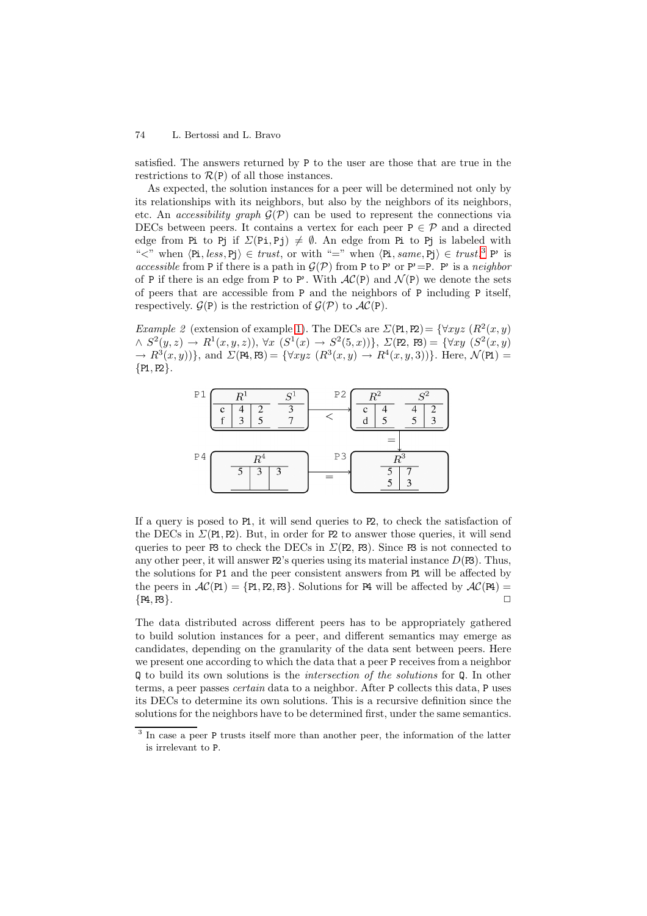satisfied. The answers returned by P to the user are those that are true in the restrictions to $\mathcal{R}(\mathtt{P})$ of all those instances.

As expected, the solution instances for a peer will be determined not only by its relationships with its neighbors, but also by the neighbors of its neighbors, etc. An *accessibility graph* $\mathcal{G}(\mathcal{P})$ can be used to represent the connections via DECs between peers. It contains a vertex for each peer $\mathtt{P} \in \mathcal{P}$ and a directed edge from Pi to Pj if $\Sigma(\mathtt{Pi},\mathtt{Pj}) \neq \emptyset$. An edge from Pi to Pj is labeled with "$<$" when $\langle \mathtt{Pi}, \mathit{less}, \mathtt{Pj}\rangle \in \mathit{trust}$, or with "$=$" when $\langle \mathtt{Pi}, \mathit{same}, \mathtt{Pj}\rangle \in \mathit{trust}$.[3] P' is *accessible* from P if there is a path in $\mathcal{G}(\mathcal{P})$ from P to P' or P'=P. P' is a *neighbor* of P if there is an edge from P to P'. With $\mathcal{AC}(\mathtt{P})$ and $\mathcal{N}(\mathtt{P})$ we denote the sets of peers that are accessible from P and the neighbors of P including P itself, respectively. $\mathcal{G}(\mathtt{P})$ is the restriction of $\mathcal{G}(\mathcal{P})$ to $\mathcal{AC}(\mathtt{P})$.

*Example 2* (extension of example 1). The DECs are $\Sigma(\mathtt{P1},\mathtt{P2}) = \{\forall xyz\ (R^2(x,y) \wedge S^2(y,z) \rightarrow R^1(x,y,z)),\ \forall x\ (S^1(x) \rightarrow S^2(5,x))\}$, $\Sigma(\mathtt{P2},\ \mathtt{P3}) = \{\forall xy\ (S^2(x,y) \rightarrow R^3(x,y))\}$, and $\Sigma(\mathtt{P4},\mathtt{P3}) = \{\forall xyz\ (R^3(x,y) \rightarrow R^4(x,y,3))\}$. Here, $\mathcal{N}(\mathtt{P1}) = \{\mathtt{P1},\mathtt{P2}\}$.

P1:

| $R^1$ | | | $S^1$ |
|---|---|---|---|
| c | 4 | 2 | 3 |
| f | 3 | 5 | 7 |

P2 (edge P1 → P2 labeled $<$):

| $R^2$ | | $S^2$ | |
|---|---|---|---|
| c | 4 | 4 | 2 |
| d | 5 | 5 | 3 |

P3 (edge P2 → P3 labeled $=$):

| $R^3$ | |
|---|---|
| 5 | 7 |
| 5 | 3 |

P4 (edge P4 → P3 labeled $=$):

| $R^4$ | | |
|---|---|---|
| 5 | 3 | 3 |

If a query is posed to P1, it will send queries to P2, to check the satisfaction of the DECs in $\Sigma(\mathtt{P1},\mathtt{P2})$. But, in order for P2 to answer those queries, it will send queries to peer P3 to check the DECs in $\Sigma(\mathtt{P2},\mathtt{P3})$. Since P3 is not connected to any other peer, it will answer P2's queries using its material instance $D(\mathtt{P3})$. Thus, the solutions for P1 and the peer consistent answers from P1 will be affected by the peers in $\mathcal{AC}(\mathtt{P1}) = \{\mathtt{P1},\mathtt{P2},\mathtt{P3}\}$. Solutions for P4 will be affected by $\mathcal{AC}(\mathtt{P4}) = \{\mathtt{P4},\mathtt{P3}\}$. □

The data distributed across different peers has to be appropriately gathered to build solution instances for a peer, and different semantics may emerge as candidates, depending on the granularity of the data sent between peers. Here we present one according to which the data that a peer P receives from a neighbor Q to build its own solutions is the *intersection of the solutions* for Q. In other terms, a peer passes *certain* data to a neighbor. After P collects this data, P uses its DECs to determine its own solutions. This is a recursive definition since the solutions for the neighbors have to be determined first, under the same semantics.

[3] In case a peer P trusts itself more than another peer, the information of the latter is irrelevant to P.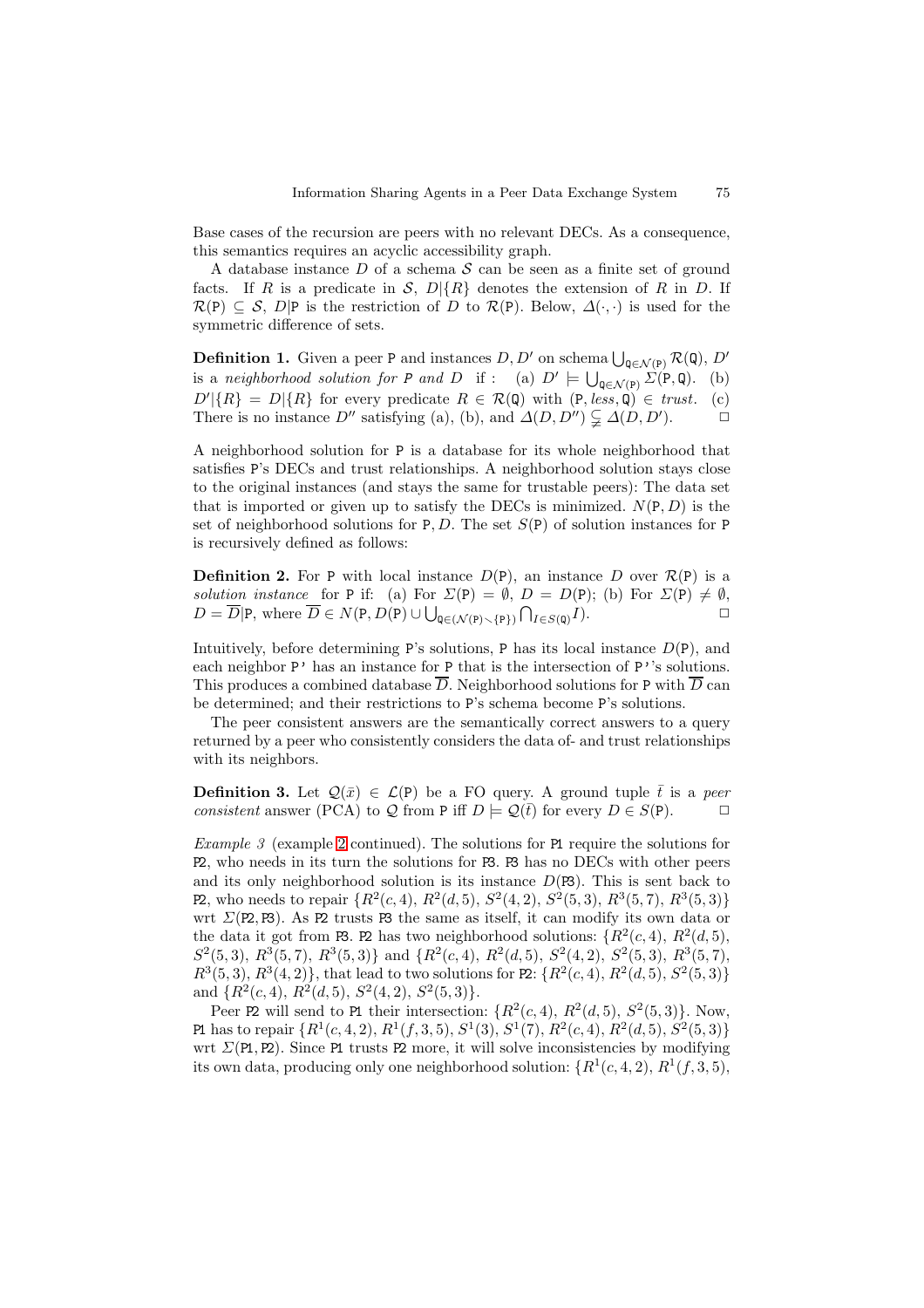Base cases of the recursion are peers with no relevant DECs. As a consequence, this semantics requires an acyclic accessibility graph.

A database instance $D$ of a schema $\mathcal{S}$ can be seen as a finite set of ground facts. If $R$ is a predicate in $\mathcal{S}$, $D|\{R\}$ denotes the extension of $R$ in $D$. If $\mathcal{R}(\mathtt{P}) \subseteq \mathcal{S}$, $D|\mathtt{P}$ is the restriction of $D$ to $\mathcal{R}(\mathtt{P})$. Below, $\Delta(\cdot,\cdot)$ is used for the symmetric difference of sets.

**Definition 1.** Given a peer $\mathtt{P}$ and instances $D, D'$ on schema $\bigcup_{\mathtt{Q}\in\mathcal{N}(\mathtt{P})} \mathcal{R}(\mathtt{Q})$, $D'$ is a *neighborhood solution for* $\mathtt{P}$ *and* $D$ if : (a) $D' \models \bigcup_{\mathtt{Q}\in\mathcal{N}(\mathtt{P})} \Sigma(\mathtt{P},\mathtt{Q})$. (b) $D'|\{R\} = D|\{R\}$ for every predicate $R \in \mathcal{R}(\mathtt{Q})$ with $(\mathtt{P}, \mathit{less}, \mathtt{Q}) \in \mathit{trust}$. (c) There is no instance $D''$ satisfying (a), (b), and $\Delta(D, D'') \subsetneq \Delta(D, D')$. $\Box$

A neighborhood solution for $\mathtt{P}$ is a database for its whole neighborhood that satisfies $\mathtt{P}$'s DECs and trust relationships. A neighborhood solution stays close to the original instances (and stays the same for trustable peers): The data set that is imported or given up to satisfy the DECs is minimized. $N(\mathtt{P}, D)$ is the set of neighborhood solutions for $\mathtt{P}, D$. The set $S(\mathtt{P})$ of solution instances for $\mathtt{P}$ is recursively defined as follows:

**Definition 2.** For $\mathtt{P}$ with local instance $D(\mathtt{P})$, an instance $D$ over $\mathcal{R}(\mathtt{P})$ is a *solution instance* for $\mathtt{P}$ if: (a) For $\Sigma(\mathtt{P}) = \emptyset$, $D = D(\mathtt{P})$; (b) For $\Sigma(\mathtt{P}) \neq \emptyset$, $D = \overline{D}|\mathtt{P}$, where $\overline{D} \in N(\mathtt{P}, D(\mathtt{P}) \cup \bigcup_{\mathtt{Q}\in(\mathcal{N}(\mathtt{P})\smallsetminus\{\mathtt{P}\})} \bigcap_{I\in S(\mathtt{Q})} I)$. $\Box$

Intuitively, before determining $\mathtt{P}$'s solutions, $\mathtt{P}$ has its local instance $D(\mathtt{P})$, and each neighbor $\mathtt{P'}$ has an instance for $\mathtt{P}$ that is the intersection of $\mathtt{P'}$'s solutions. This produces a combined database $\overline{D}$. Neighborhood solutions for $\mathtt{P}$ with $\overline{D}$ can be determined; and their restrictions to $\mathtt{P}$'s schema become $\mathtt{P}$'s solutions.

The peer consistent answers are the semantically correct answers to a query returned by a peer who consistently considers the data of- and trust relationships with its neighbors.

**Definition 3.** Let $\mathcal{Q}(\bar{x}) \in \mathcal{L}(\mathtt{P})$ be a FO query. A ground tuple $\bar{t}$ is a *peer consistent* answer (PCA) to $\mathcal{Q}$ from $\mathtt{P}$ iff $D \models \mathcal{Q}(\bar{t})$ for every $D \in S(\mathtt{P})$. $\Box$

*Example 3* (example 2 continued). The solutions for P1 require the solutions for P2, who needs in its turn the solutions for P3. P3 has no DECs with other peers and its only neighborhood solution is its instance $D(\mathtt{P3})$. This is sent back to P2, who needs to repair $\{R^2(c,4), R^2(d,5), S^2(4,2), S^2(5,3), R^3(5,7), R^3(5,3)\}$ wrt $\Sigma(\mathtt{P2},\mathtt{P3})$. As P2 trusts P3 the same as itself, it can modify its own data or the data it got from P3. P2 has two neighborhood solutions: $\{R^2(c,4), R^2(d,5), S^2(5,3), R^3(5,7), R^3(5,3)\}$ and $\{R^2(c,4), R^2(d,5), S^2(4,2), S^2(5,3), R^3(5,7), R^3(5,3), R^3(4,2)\}$, that lead to two solutions for P2: $\{R^2(c,4), R^2(d,5), S^2(5,3)\}$ and $\{R^2(c,4), R^2(d,5), S^2(4,2), S^2(5,3)\}$.

Peer P2 will send to P1 their intersection: $\{R^2(c,4), R^2(d,5), S^2(5,3)\}$. Now, P1 has to repair $\{R^1(c,4,2), R^1(f,3,5), S^1(3), S^1(7), R^2(c,4), R^2(d,5), S^2(5,3)\}$ wrt $\Sigma(\mathtt{P1},\mathtt{P2})$. Since P1 trusts P2 more, it will solve inconsistencies by modifying its own data, producing only one neighborhood solution: $\{R^1(c,4,2), R^1(f,3,5),$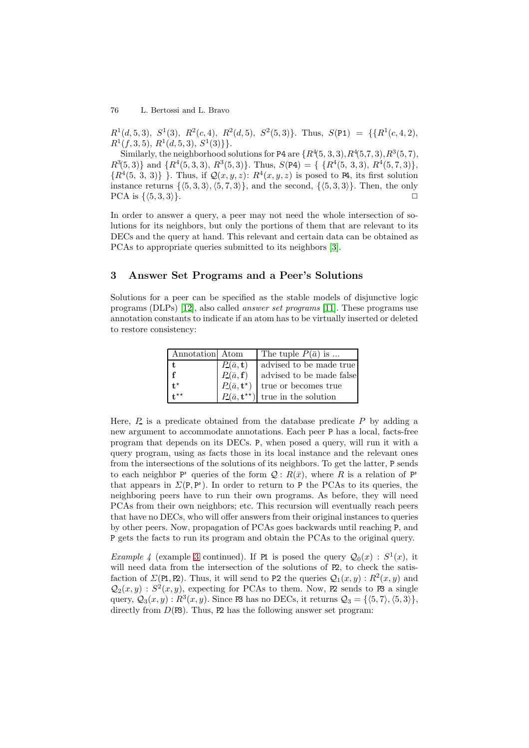$R^1(d,5,3)$, $S^1(3)$, $R^2(c,4)$, $R^2(d,5)$, $S^2(5,3)\}$. Thus, $S(\texttt{P1}) = \{\{R^1(c,4,2), R^1(f,3,5), R^1(d,5,3), S^1(3)\}\}$.

Similarly, the neighborhood solutions for P4 are $\{R^4(5,3,3), R^4(5,7,3), R^3(5,7), R^3(5,3)\}$ and $\{R^4(5,3,3), R^3(5,3)\}$. Thus, $S(\texttt{P4}) = \{\ \{R^4(5,\ 3,3),\ R^4(5,7,3)\}, \{R^4(5,\ 3,\ 3)\}\ \}$. Thus, if $\mathcal{Q}(x,y,z)$: $R^4(x,y,z)$ is posed to P4, its first solution instance returns $\{\langle 5,3,3\rangle, \langle 5,7,3\rangle\}$, and the second, $\{\langle 5,3,3\rangle\}$. Then, the only PCA is $\{\langle 5,3,3\rangle\}$. □

In order to answer a query, a peer may not need the whole intersection of solutions for its neighbors, but only the portions of them that are relevant to its DECs and the query at hand. This relevant and certain data can be obtained as PCAs to appropriate queries submitted to its neighbors [3].

## 3 Answer Set Programs and a Peer's Solutions

Solutions for a peer can be specified as the stable models of disjunctive logic programs (DLPs) [12], also called *answer set programs* [11]. These programs use annotation constants to indicate if an atom has to be virtually inserted or deleted to restore consistency:

| Annotation | Atom | The tuple $P(\bar{a})$ is ... |
|---|---|---|
| $\mathbf{t}$ | $\underline{P}(\bar{a},\mathbf{t})$ | advised to be made true |
| $\mathbf{f}$ | $\underline{P}(\bar{a},\mathbf{f})$ | advised to be made false |
| $\mathbf{t}^\star$ | $\underline{P}(\bar{a},\mathbf{t}^\star)$ | true or becomes true |
| $\mathbf{t}^{\star\star}$ | $\underline{P}(\bar{a},\mathbf{t}^{\star\star})$ | true in the solution |

Here, $\underline{P}$ is a predicate obtained from the database predicate $P$ by adding a new argument to accommodate annotations. Each peer P has a local, facts-free program that depends on its DECs. P, when posed a query, will run it with a query program, using as facts those in its local instance and the relevant ones from the intersections of the solutions of its neighbors. To get the latter, P sends to each neighbor P' queries of the form $\mathcal{Q}: R(\bar{x})$, where $R$ is a relation of P' that appears in $\Sigma(\texttt{P},\texttt{P'})$. In order to return to P the PCAs to its queries, the neighboring peers have to run their own programs. As before, they will need PCAs from their own neighbors; etc. This recursion will eventually reach peers that have no DECs, who will offer answers from their original instances to queries by other peers. Now, propagation of PCAs goes backwards until reaching P, and P gets the facts to run its program and obtain the PCAs to the original query.

*Example 4* (example 3 continued). If P1 is posed the query $\mathcal{Q}_0(x)$ : $S^1(x)$, it will need data from the intersection of the solutions of P2, to check the satisfaction of $\Sigma(\texttt{P1},\texttt{P2})$. Thus, it will send to P2 the queries $\mathcal{Q}_1(x,y)$ : $R^2(x,y)$ and $\mathcal{Q}_2(x,y)$ : $S^2(x,y)$, expecting for PCAs to them. Now, P2 sends to P3 a single query, $\mathcal{Q}_3(x,y)$ : $R^3(x,y)$. Since P3 has no DECs, it returns $\mathcal{Q}_3 = \{\langle 5,7\rangle, \langle 5,3\rangle\}$, directly from $D(\texttt{P3})$. Thus, P2 has the following answer set program: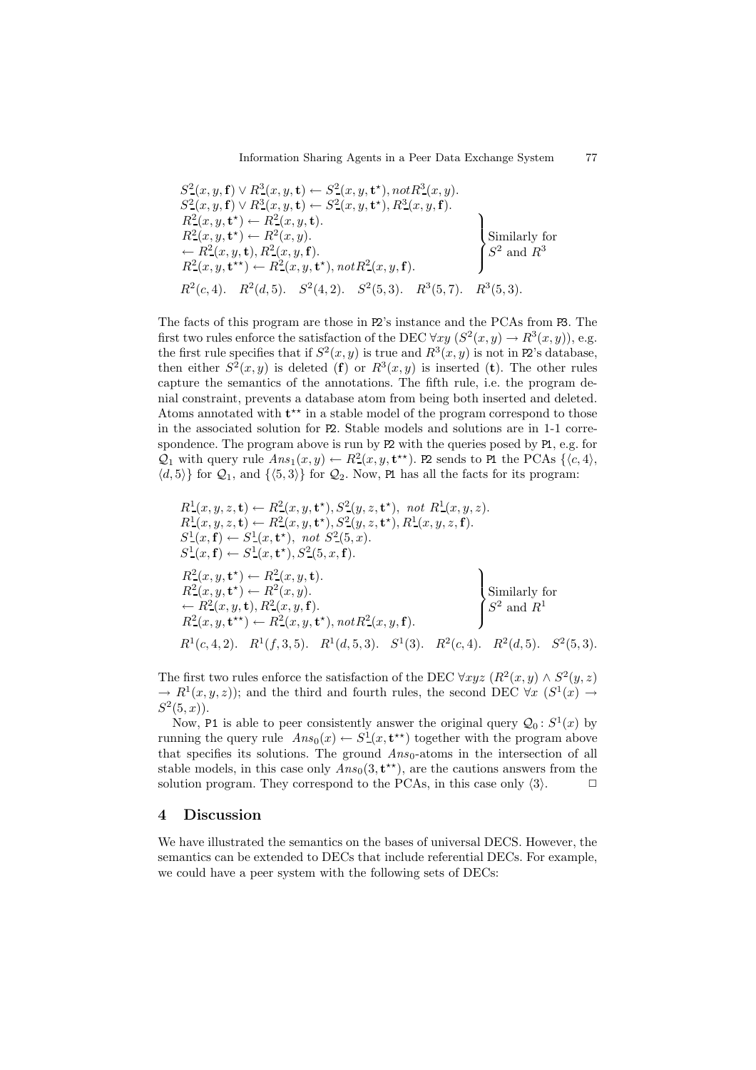$$
\begin{array}{l}
S^2\_(x,y,\mathbf{f}) \vee R^3\_(x,y,\mathbf{t}) \leftarrow S^2\_(x,y,\mathbf{t^\star}), not R^3\_(x,y). \\
S^2\_(x,y,\mathbf{f}) \vee R^3\_(x,y,\mathbf{t}) \leftarrow S^2\_(x,y,\mathbf{t^\star}), R^3\_(x,y,\mathbf{f}). \\
\left.\begin{array}{l}
R^2\_(x,y,\mathbf{t^\star}) \leftarrow R^2\_(x,y,\mathbf{t}). \\
R^2\_(x,y,\mathbf{t^\star}) \leftarrow R^2(x,y). \\
\leftarrow R^2\_(x,y,\mathbf{t}), R^2\_(x,y,\mathbf{f}). \\
R^2\_(x,y,\mathbf{t^{\star\star}}) \leftarrow R^2\_(x,y,\mathbf{t^\star}), not R^2\_(x,y,\mathbf{f}).
\end{array}\right\} \text{Similarly for } S^2 \text{ and } R^3 \\
R^2(c,4). \quad R^2(d,5). \quad S^2(4,2). \quad S^2(5,3). \quad R^3(5,7). \quad R^3(5,3).
\end{array}
$$

The facts of this program are those in P2's instance and the PCAs from P3. The first two rules enforce the satisfaction of the DEC $\forall xy\ (S^2(x,y) \rightarrow R^3(x,y))$, e.g. the first rule specifies that if $S^2(x,y)$ is true and $R^3(x,y)$ is not in P2's database, then either $S^2(x,y)$ is deleted ($\mathbf{f}$) or $R^3(x,y)$ is inserted ($\mathbf{t}$). The other rules capture the semantics of the annotations. The fifth rule, i.e. the program denial constraint, prevents a database atom from being both inserted and deleted. Atoms annotated with $\mathbf{t^{\star\star}}$ in a stable model of the program correspond to those in the associated solution for P2. Stable models and solutions are in 1-1 correspondence. The program above is run by P2 with the queries posed by P1, e.g. for $\mathcal{Q}_1$ with query rule $Ans_1(x,y) \leftarrow R^2\_(x,y,\mathbf{t^{\star\star}})$. P2 sends to P1 the PCAs $\{\langle c,4\rangle, \langle d,5\rangle\}$ for $\mathcal{Q}_1$, and $\{\langle 5,3\rangle\}$ for $\mathcal{Q}_2$. Now, P1 has all the facts for its program:

$$
\begin{array}{l}
R^1\_(x,y,z,\mathbf{t}) \leftarrow R^2\_(x,y,\mathbf{t^\star}), S^2\_(y,z,\mathbf{t^\star}),\ not\ R^1\_(x,y,z). \\
R^1\_(x,y,z,\mathbf{t}) \leftarrow R^2\_(x,y,\mathbf{t^\star}), S^2\_(y,z,\mathbf{t^\star}), R^1\_(x,y,z,\mathbf{f}). \\
S^1\_(x,\mathbf{f}) \leftarrow S^1\_(x,\mathbf{t^\star}),\ not\ S^2\_(5,x). \\
S^1\_(x,\mathbf{f}) \leftarrow S^1\_(x,\mathbf{t^\star}), S^2\_(5,x,\mathbf{f}). \\
\left.\begin{array}{l}
R^2\_(x,y,\mathbf{t^\star}) \leftarrow R^2\_(x,y,\mathbf{t}). \\
R^2\_(x,y,\mathbf{t^\star}) \leftarrow R^2(x,y). \\
\leftarrow R^2\_(x,y,\mathbf{t}), R^2\_(x,y,\mathbf{f}). \\
R^2\_(x,y,\mathbf{t^{\star\star}}) \leftarrow R^2\_(x,y,\mathbf{t^\star}), not R^2\_(x,y,\mathbf{f}).
\end{array}\right\} \text{Similarly for } S^2 \text{ and } R^1 \\
R^1(c,4,2). \quad R^1(f,3,5). \quad R^1(d,5,3). \quad S^1(3). \quad R^2(c,4). \quad R^2(d,5). \quad S^2(5,3).
\end{array}
$$

The first two rules enforce the satisfaction of the DEC $\forall xyz\ (R^2(x,y) \wedge S^2(y,z) \rightarrow R^1(x,y,z))$; and the third and fourth rules, the second DEC $\forall x\ (S^1(x) \rightarrow S^2(5,x))$.

Now, P1 is able to peer consistently answer the original query $\mathcal{Q}_0 \colon S^1(x)$ by running the query rule $Ans_0(x) \leftarrow S^1\_(x,\mathbf{t^{\star\star}})$ together with the program above that specifies its solutions. The ground $Ans_0$-atoms in the intersection of all stable models, in this case only $Ans_0(3,\mathbf{t^{\star\star}})$, are the cautions answers from the solution program. They correspond to the PCAs, in this case only $\langle 3\rangle$. $\Box$

## 4 Discussion

We have illustrated the semantics on the bases of universal DECS. However, the semantics can be extended to DECs that include referential DECs. For example, we could have a peer system with the following sets of DECs: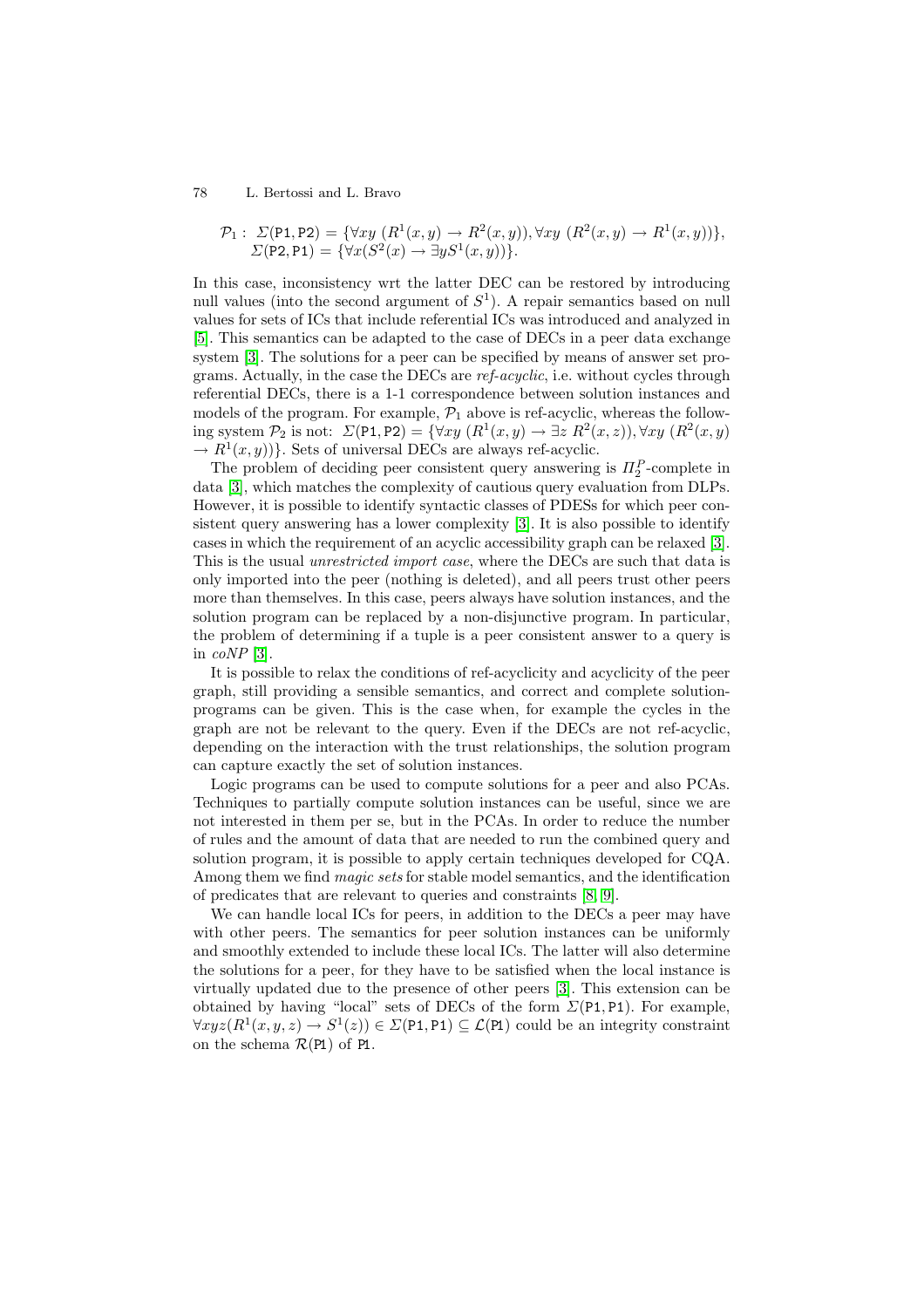$\mathcal{P}_1$ : $\Sigma(\texttt{P1},\texttt{P2}) = \{\forall xy\ (R^1(x,y) \rightarrow R^2(x,y)), \forall xy\ (R^2(x,y) \rightarrow R^1(x,y))\}$,
$\Sigma(\texttt{P2},\texttt{P1}) = \{\forall x(S^2(x) \rightarrow \exists y S^1(x,y))\}$.

In this case, inconsistency wrt the latter DEC can be restored by introducing null values (into the second argument of $S^1$). A repair semantics based on null values for sets of ICs that include referential ICs was introduced and analyzed in [5]. This semantics can be adapted to the case of DECs in a peer data exchange system [3]. The solutions for a peer can be specified by means of answer set programs. Actually, in the case the DECs are *ref-acyclic*, i.e. without cycles through referential DECs, there is a 1-1 correspondence between solution instances and models of the program. For example, $\mathcal{P}_1$ above is ref-acyclic, whereas the following system $\mathcal{P}_2$ is not: $\Sigma(\texttt{P1},\texttt{P2}) = \{\forall xy\ (R^1(x,y) \rightarrow \exists z\ R^2(x,z)), \forall xy\ (R^2(x,y) \rightarrow R^1(x,y))\}$. Sets of universal DECs are always ref-acyclic.

The problem of deciding peer consistent query answering is $\Pi_2^P$-complete in data [3], which matches the complexity of cautious query evaluation from DLPs. However, it is possible to identify syntactic classes of PDESs for which peer consistent query answering has a lower complexity [3]. It is also possible to identify cases in which the requirement of an acyclic accessibility graph can be relaxed [3]. This is the usual *unrestricted import case*, where the DECs are such that data is only imported into the peer (nothing is deleted), and all peers trust other peers more than themselves. In this case, peers always have solution instances, and the solution program can be replaced by a non-disjunctive program. In particular, the problem of determining if a tuple is a peer consistent answer to a query is in *coNP* [3].

It is possible to relax the conditions of ref-acyclicity and acyclicity of the peer graph, still providing a sensible semantics, and correct and complete solution-programs can be given. This is the case when, for example the cycles in the graph are not be relevant to the query. Even if the DECs are not ref-acyclic, depending on the interaction with the trust relationships, the solution program can capture exactly the set of solution instances.

Logic programs can be used to compute solutions for a peer and also PCAs. Techniques to partially compute solution instances can be useful, since we are not interested in them per se, but in the PCAs. In order to reduce the number of rules and the amount of data that are needed to run the combined query and solution program, it is possible to apply certain techniques developed for CQA. Among them we find *magic sets* for stable model semantics, and the identification of predicates that are relevant to queries and constraints [8, 9].

We can handle local ICs for peers, in addition to the DECs a peer may have with other peers. The semantics for peer solution instances can be uniformly and smoothly extended to include these local ICs. The latter will also determine the solutions for a peer, for they have to be satisfied when the local instance is virtually updated due to the presence of other peers [3]. This extension can be obtained by having "local" sets of DECs of the form $\Sigma(\texttt{P1},\texttt{P1})$. For example, $\forall xyz(R^1(x,y,z) \rightarrow S^1(z)) \in \Sigma(\texttt{P1},\texttt{P1}) \subseteq \mathcal{L}(\texttt{P1})$ could be an integrity constraint on the schema $\mathcal{R}(\texttt{P1})$ of P1.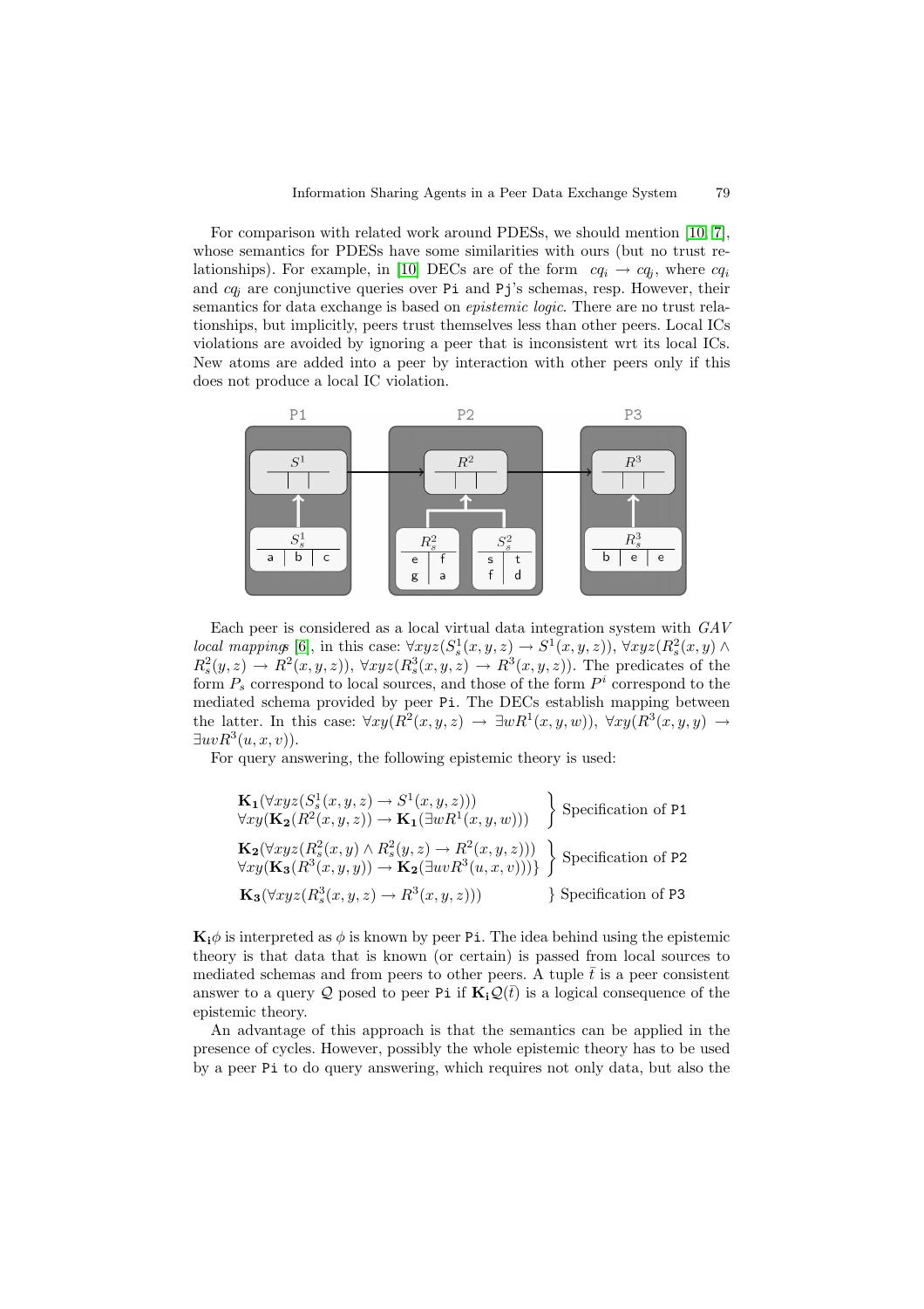For comparison with related work around PDESs, we should mention [10, 7], whose semantics for PDESs have some similarities with ours (but no trust relationships). For example, in [10] DECs are of the form $cq_i \rightarrow cq_j$, where $cq_i$ and $cq_j$ are conjunctive queries over Pi and Pj's schemas, resp. However, their semantics for data exchange is based on *epistemic logic*. There are no trust relationships, but implicitly, peers trust themselves less than other peers. Local ICs violations are avoided by ignoring a peer that is inconsistent wrt its local ICs. New atoms are added into a peer by interaction with other peers only if this does not produce a local IC violation.

Each peer is considered as a local virtual data integration system with *GAV local mappings* [6], in this case: $\forall xyz(S_s^1(x,y,z) \rightarrow S^1(x,y,z))$, $\forall xyz(R_s^2(x,y) \wedge R_s^2(y,z) \rightarrow R^2(x,y,z))$, $\forall xyz(R_s^3(x,y,z) \rightarrow R^3(x,y,z))$. The predicates of the form $P_s$ correspond to local sources, and those of the form $P^i$ correspond to the mediated schema provided by peer Pi. The DECs establish mapping between the latter. In this case: $\forall xy(R^2(x,y,z) \rightarrow \exists w R^1(x,y,w))$, $\forall xy(R^3(x,y,y) \rightarrow \exists uv R^3(u,x,v))$.

For query answering, the following epistemic theory is used:

$$\left.\begin{array}{l}\mathbf{K_1}(\forall xyz(S_s^1(x,y,z) \rightarrow S^1(x,y,z))) \\ \forall xy(\mathbf{K_2}(R^2(x,y,z)) \rightarrow \mathbf{K_1}(\exists w R^1(x,y,w)))\end{array}\right\} \text{Specification of P1}$$

$$\left.\begin{array}{l}\mathbf{K_2}(\forall xyz(R_s^2(x,y) \wedge R_s^2(y,z) \rightarrow R^2(x,y,z))) \\ \forall xy(\mathbf{K_3}(R^3(x,y,y)) \rightarrow \mathbf{K_2}(\exists uv R^3(u,x,v)))\}\end{array}\right\} \text{Specification of P2}$$

$$\mathbf{K_3}(\forall xyz(R_s^3(x,y,z) \rightarrow R^3(x,y,z))) \quad \} \text{ Specification of P3}$$

$\mathbf{K_i}\phi$ is interpreted as $\phi$ is known by peer Pi. The idea behind using the epistemic theory is that data that is known (or certain) is passed from local sources to mediated schemas and from peers to other peers. A tuple $\bar{t}$ is a peer consistent answer to a query $\mathcal{Q}$ posed to peer Pi if $\mathbf{K_i}\mathcal{Q}(\bar{t})$ is a logical consequence of the epistemic theory.

An advantage of this approach is that the semantics can be applied in the presence of cycles. However, possibly the whole epistemic theory has to be used by a peer Pi to do query answering, which requires not only data, but also the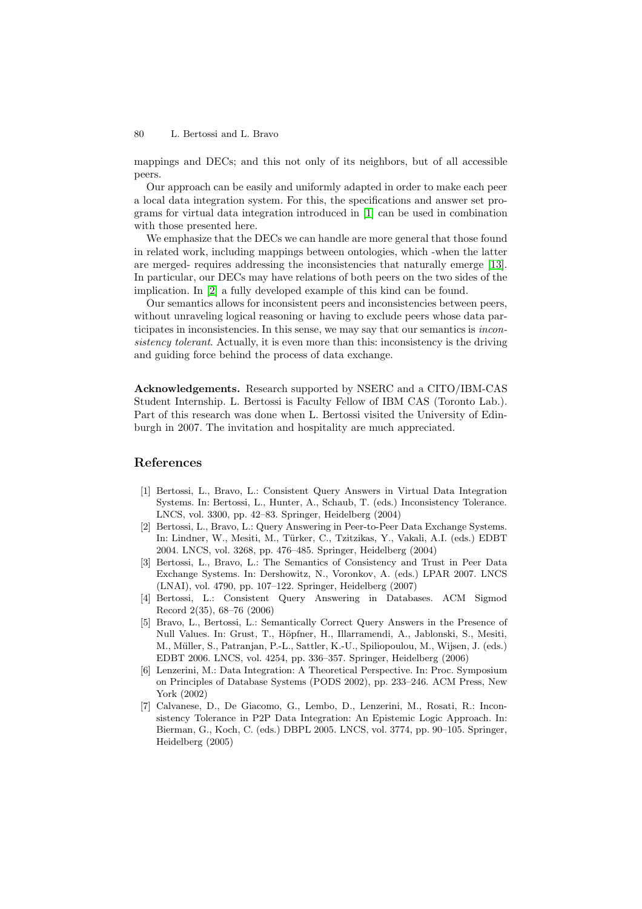mappings and DECs; and this not only of its neighbors, but of all accessible peers.

Our approach can be easily and uniformly adapted in order to make each peer a local data integration system. For this, the specifications and answer set programs for virtual data integration introduced in [1] can be used in combination with those presented here.

We emphasize that the DECs we can handle are more general that those found in related work, including mappings between ontologies, which -when the latter are merged- requires addressing the inconsistencies that naturally emerge [13]. In particular, our DECs may have relations of both peers on the two sides of the implication. In [2] a fully developed example of this kind can be found.

Our semantics allows for inconsistent peers and inconsistencies between peers, without unraveling logical reasoning or having to exclude peers whose data participates in inconsistencies. In this sense, we may say that our semantics is *inconsistency tolerant*. Actually, it is even more than this: inconsistency is the driving and guiding force behind the process of data exchange.

**Acknowledgements.** Research supported by NSERC and a CITO/IBM-CAS Student Internship. L. Bertossi is Faculty Fellow of IBM CAS (Toronto Lab.). Part of this research was done when L. Bertossi visited the University of Edinburgh in 2007. The invitation and hospitality are much appreciated.

## References

[1] Bertossi, L., Bravo, L.: Consistent Query Answers in Virtual Data Integration Systems. In: Bertossi, L., Hunter, A., Schaub, T. (eds.) Inconsistency Tolerance. LNCS, vol. 3300, pp. 42–83. Springer, Heidelberg (2004)

[2] Bertossi, L., Bravo, L.: Query Answering in Peer-to-Peer Data Exchange Systems. In: Lindner, W., Mesiti, M., Türker, C., Tzitzikas, Y., Vakali, A.I. (eds.) EDBT 2004. LNCS, vol. 3268, pp. 476–485. Springer, Heidelberg (2004)

[3] Bertossi, L., Bravo, L.: The Semantics of Consistency and Trust in Peer Data Exchange Systems. In: Dershowitz, N., Voronkov, A. (eds.) LPAR 2007. LNCS (LNAI), vol. 4790, pp. 107–122. Springer, Heidelberg (2007)

[4] Bertossi, L.: Consistent Query Answering in Databases. ACM Sigmod Record 2(35), 68–76 (2006)

[5] Bravo, L., Bertossi, L.: Semantically Correct Query Answers in the Presence of Null Values. In: Grust, T., Höpfner, H., Illarramendi, A., Jablonski, S., Mesiti, M., Müller, S., Patranjan, P.-L., Sattler, K.-U., Spiliopoulou, M., Wijsen, J. (eds.) EDBT 2006. LNCS, vol. 4254, pp. 336–357. Springer, Heidelberg (2006)

[6] Lenzerini, M.: Data Integration: A Theoretical Perspective. In: Proc. Symposium on Principles of Database Systems (PODS 2002), pp. 233–246. ACM Press, New York (2002)

[7] Calvanese, D., De Giacomo, G., Lembo, D., Lenzerini, M., Rosati, R.: Inconsistency Tolerance in P2P Data Integration: An Epistemic Logic Approach. In: Bierman, G., Koch, C. (eds.) DBPL 2005. LNCS, vol. 3774, pp. 90–105. Springer, Heidelberg (2005)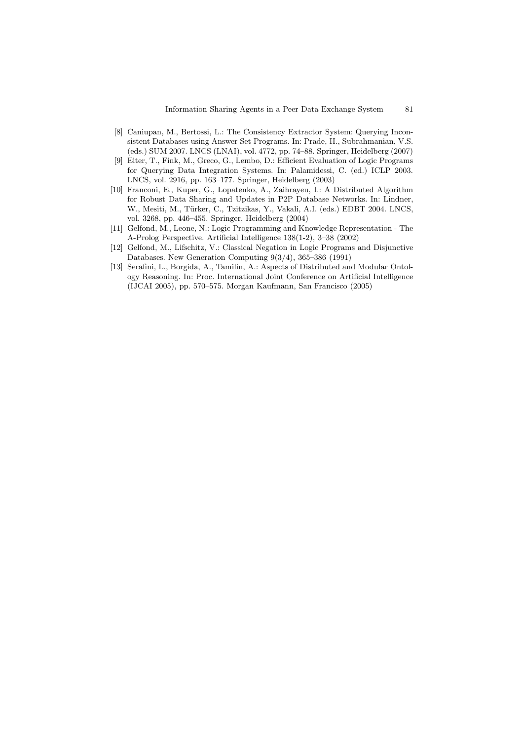[8] Caniupan, M., Bertossi, L.: The Consistency Extractor System: Querying Inconsistent Databases using Answer Set Programs. In: Prade, H., Subrahmanian, V.S. (eds.) SUM 2007. LNCS (LNAI), vol. 4772, pp. 74–88. Springer, Heidelberg (2007)

[9] Eiter, T., Fink, M., Greco, G., Lembo, D.: Efficient Evaluation of Logic Programs for Querying Data Integration Systems. In: Palamidessi, C. (ed.) ICLP 2003. LNCS, vol. 2916, pp. 163–177. Springer, Heidelberg (2003)

[10] Franconi, E., Kuper, G., Lopatenko, A., Zaihrayeu, I.: A Distributed Algorithm for Robust Data Sharing and Updates in P2P Database Networks. In: Lindner, W., Mesiti, M., Türker, C., Tzitzikas, Y., Vakali, A.I. (eds.) EDBT 2004. LNCS, vol. 3268, pp. 446–455. Springer, Heidelberg (2004)

[11] Gelfond, M., Leone, N.: Logic Programming and Knowledge Representation - The A-Prolog Perspective. Artificial Intelligence 138(1-2), 3–38 (2002)

[12] Gelfond, M., Lifschitz, V.: Classical Negation in Logic Programs and Disjunctive Databases. New Generation Computing 9(3/4), 365–386 (1991)

[13] Serafini, L., Borgida, A., Tamilin, A.: Aspects of Distributed and Modular Ontology Reasoning. In: Proc. International Joint Conference on Artificial Intelligence (IJCAI 2005), pp. 570–575. Morgan Kaufmann, San Francisco (2005)